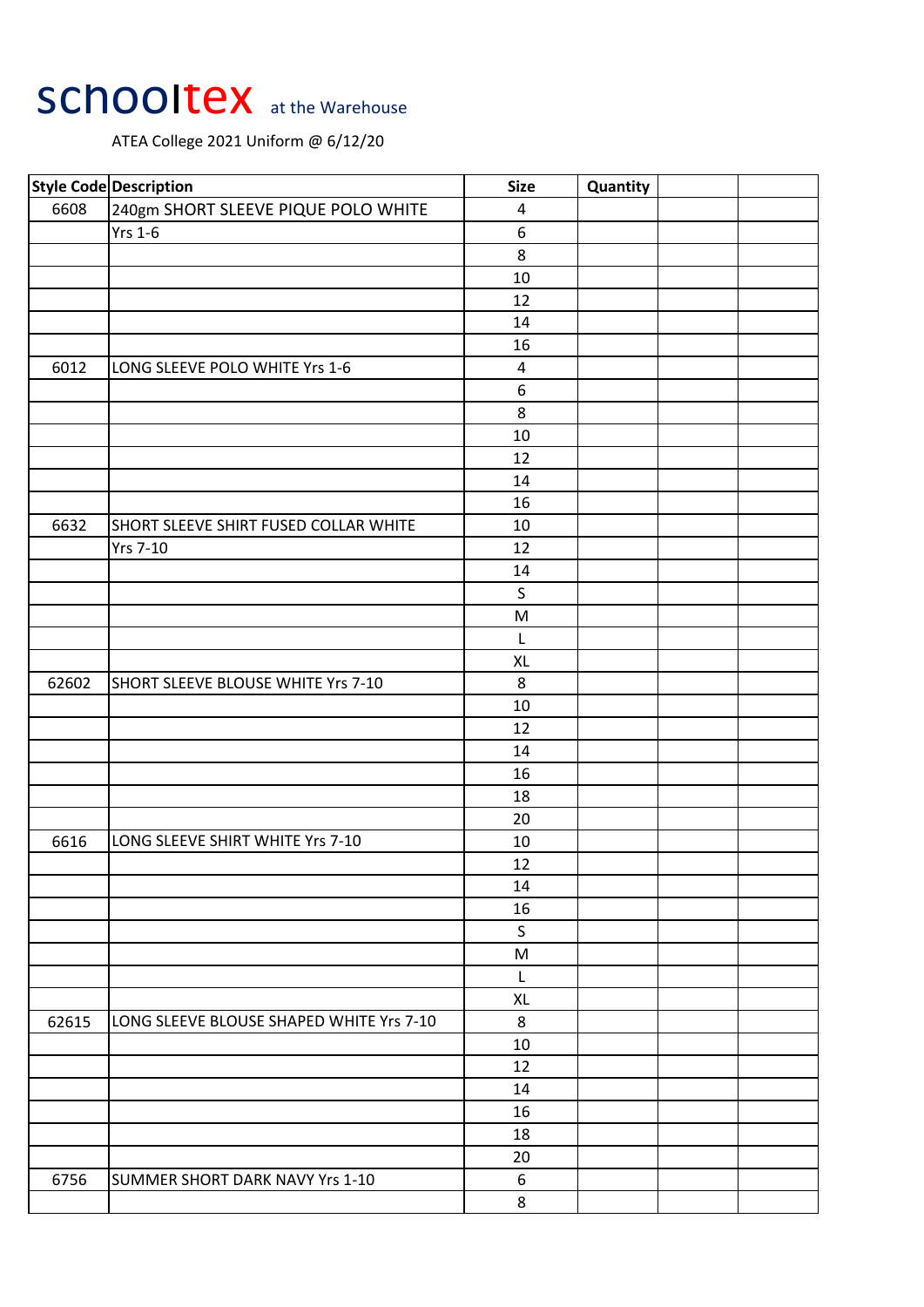# schooltex at the Warehouse

ATEA College 2021 Uniform @ 6/12/20

| Style Code | Description | Size | Quantity | | |
|---|---|---|---|---|---|
| 6608 | 240gm SHORT SLEEVE PIQUE POLO WHITE | 4 | | | |
| | Yrs 1-6 | 6 | | | |
| | | 8 | | | |
| | | 10 | | | |
| | | 12 | | | |
| | | 14 | | | |
| | | 16 | | | |
| 6012 | LONG SLEEVE POLO WHITE Yrs 1-6 | 4 | | | |
| | | 6 | | | |
| | | 8 | | | |
| | | 10 | | | |
| | | 12 | | | |
| | | 14 | | | |
| | | 16 | | | |
| 6632 | SHORT SLEEVE SHIRT FUSED COLLAR WHITE | 10 | | | |
| | Yrs 7-10 | 12 | | | |
| | | 14 | | | |
| | | S | | | |
| | | M | | | |
| | | L | | | |
| | | XL | | | |
| 62602 | SHORT SLEEVE BLOUSE WHITE Yrs 7-10 | 8 | | | |
| | | 10 | | | |
| | | 12 | | | |
| | | 14 | | | |
| | | 16 | | | |
| | | 18 | | | |
| | | 20 | | | |
| 6616 | LONG SLEEVE SHIRT WHITE Yrs 7-10 | 10 | | | |
| | | 12 | | | |
| | | 14 | | | |
| | | 16 | | | |
| | | S | | | |
| | | M | | | |
| | | L | | | |
| | | XL | | | |
| 62615 | LONG SLEEVE BLOUSE SHAPED WHITE Yrs 7-10 | 8 | | | |
| | | 10 | | | |
| | | 12 | | | |
| | | 14 | | | |
| | | 16 | | | |
| | | 18 | | | |
| | | 20 | | | |
| 6756 | SUMMER SHORT DARK NAVY Yrs 1-10 | 6 | | | |
| | | 8 | | | |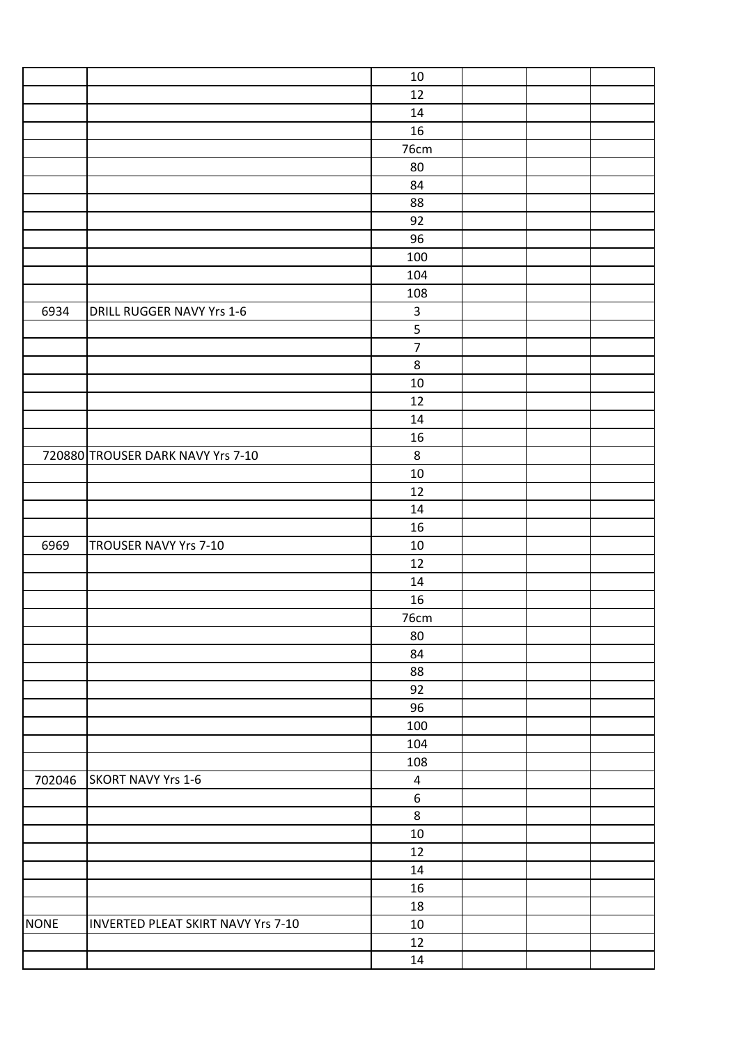| | | | | | |
|---|---|---|---|---|---|
| | | 10 | | | |
| | | 12 | | | |
| | | 14 | | | |
| | | 16 | | | |
| | | 76cm | | | |
| | | 80 | | | |
| | | 84 | | | |
| | | 88 | | | |
| | | 92 | | | |
| | | 96 | | | |
| | | 100 | | | |
| | | 104 | | | |
| | | 108 | | | |
| 6934 | DRILL RUGGER NAVY Yrs 1-6 | 3 | | | |
| | | 5 | | | |
| | | 7 | | | |
| | | 8 | | | |
| | | 10 | | | |
| | | 12 | | | |
| | | 14 | | | |
| | | 16 | | | |
| 720880 | TROUSER DARK NAVY Yrs 7-10 | 8 | | | |
| | | 10 | | | |
| | | 12 | | | |
| | | 14 | | | |
| | | 16 | | | |
| 6969 | TROUSER NAVY Yrs 7-10 | 10 | | | |
| | | 12 | | | |
| | | 14 | | | |
| | | 16 | | | |
| | | 76cm | | | |
| | | 80 | | | |
| | | 84 | | | |
| | | 88 | | | |
| | | 92 | | | |
| | | 96 | | | |
| | | 100 | | | |
| | | 104 | | | |
| | | 108 | | | |
| 702046 | SKORT NAVY Yrs 1-6 | 4 | | | |
| | | 6 | | | |
| | | 8 | | | |
| | | 10 | | | |
| | | 12 | | | |
| | | 14 | | | |
| | | 16 | | | |
| | | 18 | | | |
| NONE | INVERTED PLEAT SKIRT NAVY Yrs 7-10 | 10 | | | |
| | | 12 | | | |
| | | 14 | | | |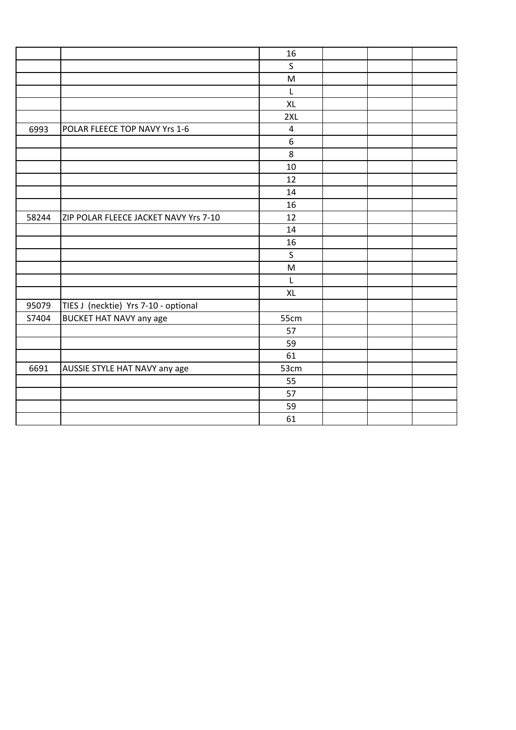| | | | | | |
|---|---|---|---|---|---|
| | | 16 | | | |
| | | S | | | |
| | | M | | | |
| | | L | | | |
| | | XL | | | |
| | | 2XL | | | |
| 6993 | POLAR FLEECE TOP NAVY Yrs 1-6 | 4 | | | |
| | | 6 | | | |
| | | 8 | | | |
| | | 10 | | | |
| | | 12 | | | |
| | | 14 | | | |
| | | 16 | | | |
| 58244 | ZIP POLAR FLEECE JACKET NAVY Yrs 7-10 | 12 | | | |
| | | 14 | | | |
| | | 16 | | | |
| | | S | | | |
| | | M | | | |
| | | L | | | |
| | | XL | | | |
| 95079 | TIES J (necktie) Yrs 7-10 - optional | | | | |
| S7404 | BUCKET HAT NAVY any age | 55cm | | | |
| | | 57 | | | |
| | | 59 | | | |
| | | 61 | | | |
| 6691 | AUSSIE STYLE HAT NAVY any age | 53cm | | | |
| | | 55 | | | |
| | | 57 | | | |
| | | 59 | | | |
| | | 61 | | | |